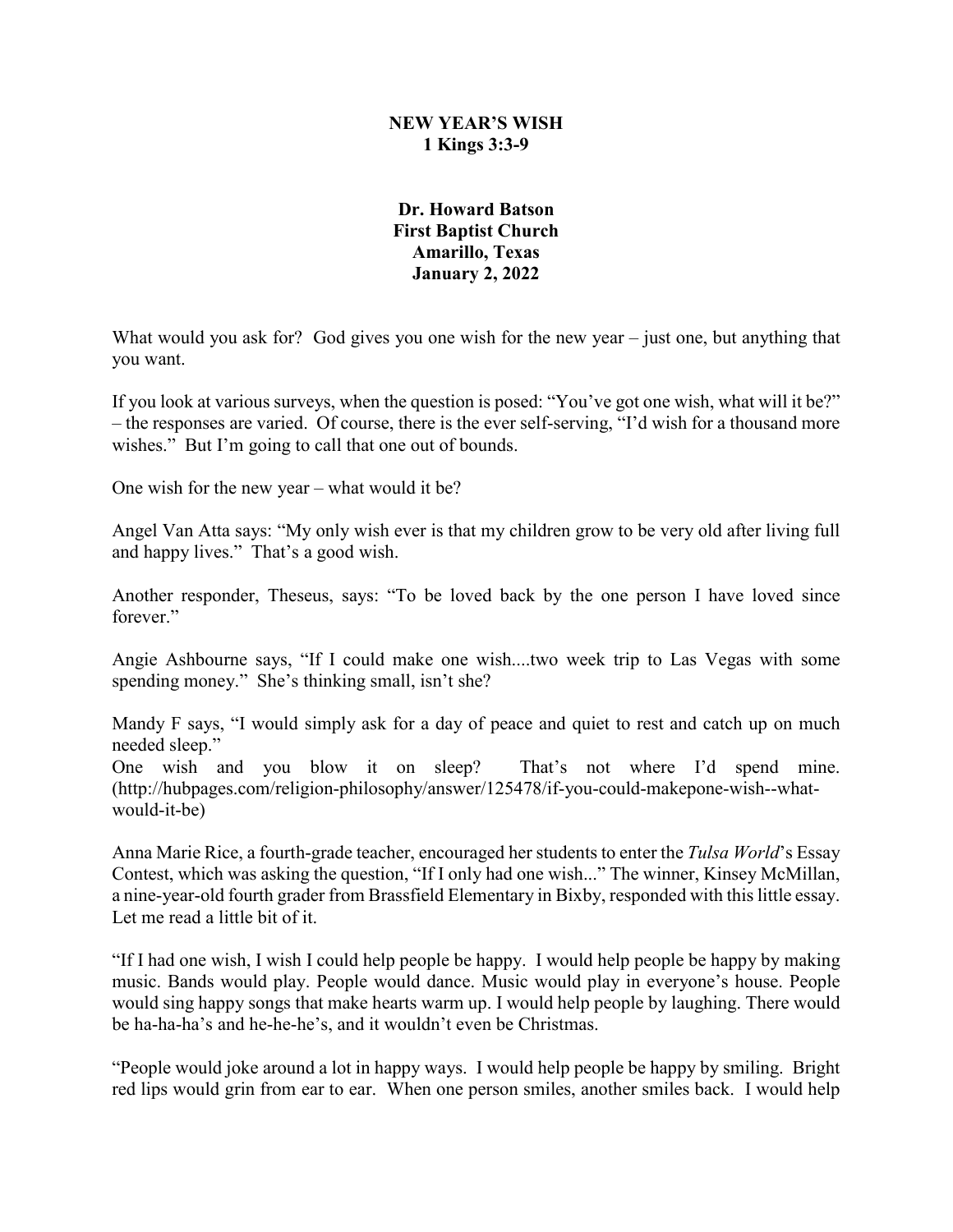# NEW YEAR'S WISH
## 1 Kings 3:3-9

**Dr. Howard Batson**
**First Baptist Church**
**Amarillo, Texas**
**January 2, 2022**

What would you ask for? God gives you one wish for the new year – just one, but anything that you want.

If you look at various surveys, when the question is posed: "You've got one wish, what will it be?" – the responses are varied. Of course, there is the ever self-serving, "I'd wish for a thousand more wishes." But I'm going to call that one out of bounds.

One wish for the new year – what would it be?

Angel Van Atta says: "My only wish ever is that my children grow to be very old after living full and happy lives." That's a good wish.

Another responder, Theseus, says: "To be loved back by the one person I have loved since forever."

Angie Ashbourne says, "If I could make one wish....two week trip to Las Vegas with some spending money." She's thinking small, isn't she?

Mandy F says, "I would simply ask for a day of peace and quiet to rest and catch up on much needed sleep."
One wish and you blow it on sleep? That's not where I'd spend mine. (http://hubpages.com/religion-philosophy/answer/125478/if-you-could-makepone-wish--what-would-it-be)

Anna Marie Rice, a fourth-grade teacher, encouraged her students to enter the *Tulsa World*'s Essay Contest, which was asking the question, "If I only had one wish..." The winner, Kinsey McMillan, a nine-year-old fourth grader from Brassfield Elementary in Bixby, responded with this little essay. Let me read a little bit of it.

"If I had one wish, I wish I could help people be happy. I would help people be happy by making music. Bands would play. People would dance. Music would play in everyone's house. People would sing happy songs that make hearts warm up. I would help people by laughing. There would be ha-ha-ha's and he-he-he's, and it wouldn't even be Christmas.

"People would joke around a lot in happy ways. I would help people be happy by smiling. Bright red lips would grin from ear to ear. When one person smiles, another smiles back. I would help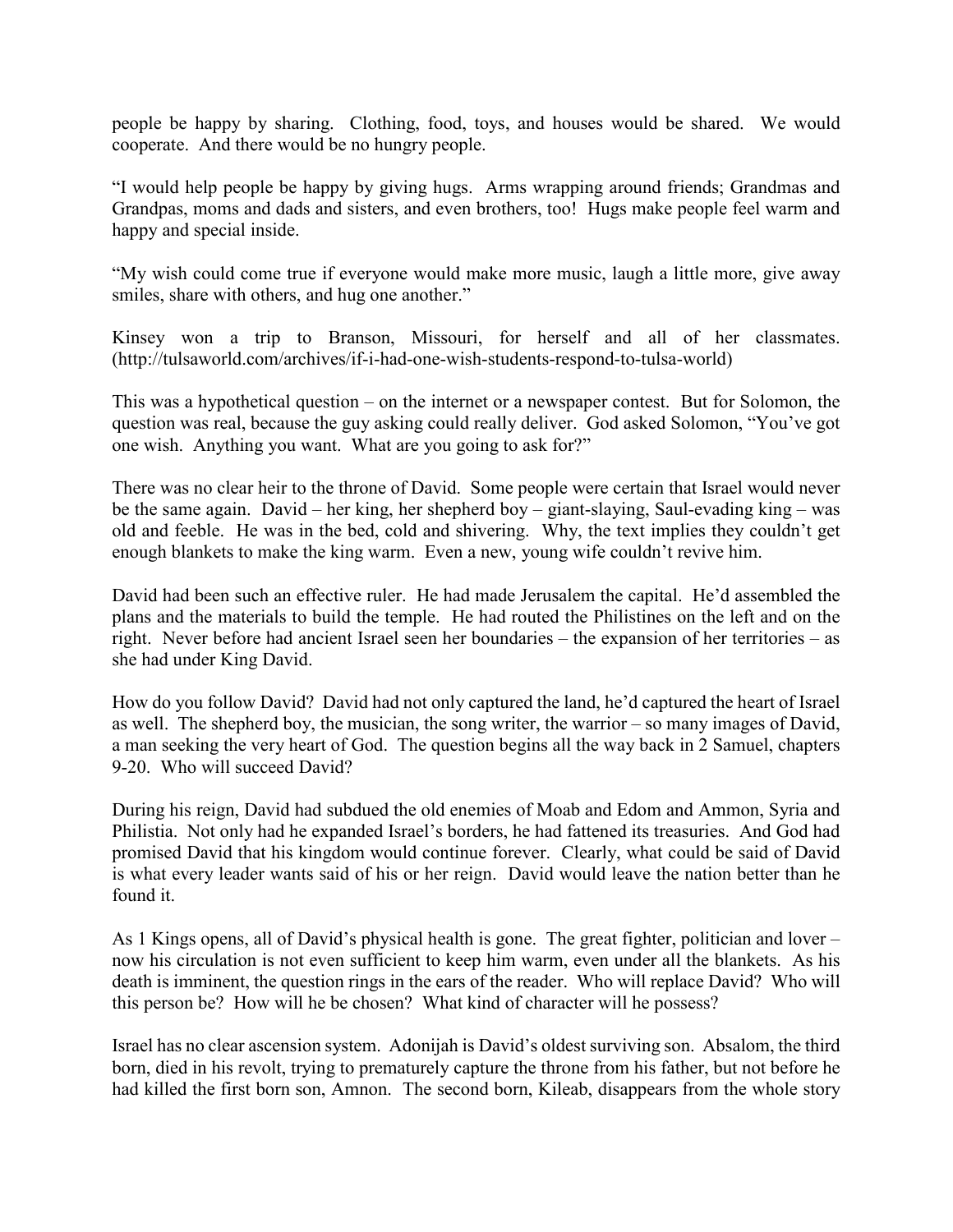people be happy by sharing. Clothing, food, toys, and houses would be shared. We would cooperate. And there would be no hungry people.

"I would help people be happy by giving hugs. Arms wrapping around friends; Grandmas and Grandpas, moms and dads and sisters, and even brothers, too! Hugs make people feel warm and happy and special inside.

"My wish could come true if everyone would make more music, laugh a little more, give away smiles, share with others, and hug one another."

Kinsey won a trip to Branson, Missouri, for herself and all of her classmates. (http://tulsaworld.com/archives/if-i-had-one-wish-students-respond-to-tulsa-world)

This was a hypothetical question – on the internet or a newspaper contest. But for Solomon, the question was real, because the guy asking could really deliver. God asked Solomon, "You've got one wish. Anything you want. What are you going to ask for?"

There was no clear heir to the throne of David. Some people were certain that Israel would never be the same again. David – her king, her shepherd boy – giant-slaying, Saul-evading king – was old and feeble. He was in the bed, cold and shivering. Why, the text implies they couldn't get enough blankets to make the king warm. Even a new, young wife couldn't revive him.

David had been such an effective ruler. He had made Jerusalem the capital. He'd assembled the plans and the materials to build the temple. He had routed the Philistines on the left and on the right. Never before had ancient Israel seen her boundaries – the expansion of her territories – as she had under King David.

How do you follow David? David had not only captured the land, he'd captured the heart of Israel as well. The shepherd boy, the musician, the song writer, the warrior – so many images of David, a man seeking the very heart of God. The question begins all the way back in 2 Samuel, chapters 9-20. Who will succeed David?

During his reign, David had subdued the old enemies of Moab and Edom and Ammon, Syria and Philistia. Not only had he expanded Israel's borders, he had fattened its treasuries. And God had promised David that his kingdom would continue forever. Clearly, what could be said of David is what every leader wants said of his or her reign. David would leave the nation better than he found it.

As 1 Kings opens, all of David's physical health is gone. The great fighter, politician and lover – now his circulation is not even sufficient to keep him warm, even under all the blankets. As his death is imminent, the question rings in the ears of the reader. Who will replace David? Who will this person be? How will he be chosen? What kind of character will he possess?

Israel has no clear ascension system. Adonijah is David's oldest surviving son. Absalom, the third born, died in his revolt, trying to prematurely capture the throne from his father, but not before he had killed the first born son, Amnon. The second born, Kileab, disappears from the whole story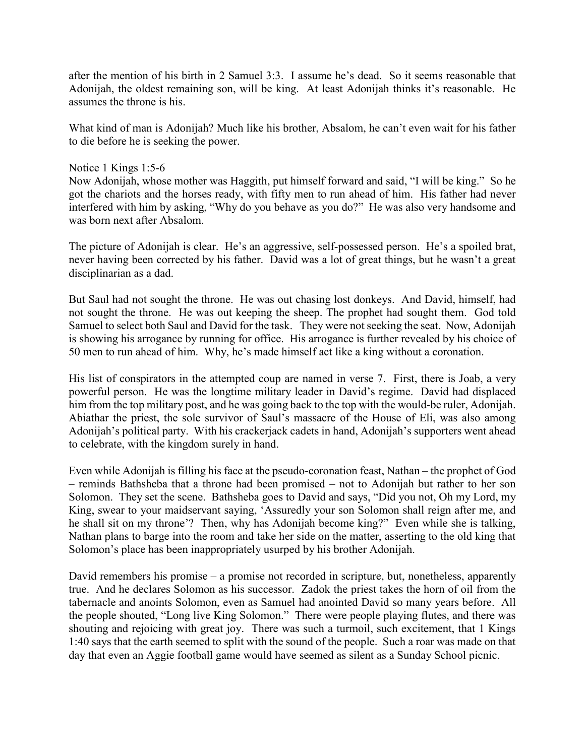after the mention of his birth in 2 Samuel 3:3. I assume he's dead. So it seems reasonable that Adonijah, the oldest remaining son, will be king. At least Adonijah thinks it's reasonable. He assumes the throne is his.

What kind of man is Adonijah? Much like his brother, Absalom, he can't even wait for his father to die before he is seeking the power.

Notice 1 Kings 1:5-6
Now Adonijah, whose mother was Haggith, put himself forward and said, "I will be king." So he got the chariots and the horses ready, with fifty men to run ahead of him. His father had never interfered with him by asking, "Why do you behave as you do?" He was also very handsome and was born next after Absalom.

The picture of Adonijah is clear. He's an aggressive, self-possessed person. He's a spoiled brat, never having been corrected by his father. David was a lot of great things, but he wasn't a great disciplinarian as a dad.

But Saul had not sought the throne. He was out chasing lost donkeys. And David, himself, had not sought the throne. He was out keeping the sheep. The prophet had sought them. God told Samuel to select both Saul and David for the task. They were not seeking the seat. Now, Adonijah is showing his arrogance by running for office. His arrogance is further revealed by his choice of 50 men to run ahead of him. Why, he's made himself act like a king without a coronation.

His list of conspirators in the attempted coup are named in verse 7. First, there is Joab, a very powerful person. He was the longtime military leader in David's regime. David had displaced him from the top military post, and he was going back to the top with the would-be ruler, Adonijah. Abiathar the priest, the sole survivor of Saul's massacre of the House of Eli, was also among Adonijah's political party. With his crackerjack cadets in hand, Adonijah's supporters went ahead to celebrate, with the kingdom surely in hand.

Even while Adonijah is filling his face at the pseudo-coronation feast, Nathan – the prophet of God – reminds Bathsheba that a throne had been promised – not to Adonijah but rather to her son Solomon. They set the scene. Bathsheba goes to David and says, "Did you not, Oh my Lord, my King, swear to your maidservant saying, 'Assuredly your son Solomon shall reign after me, and he shall sit on my throne'? Then, why has Adonijah become king?" Even while she is talking, Nathan plans to barge into the room and take her side on the matter, asserting to the old king that Solomon's place has been inappropriately usurped by his brother Adonijah.

David remembers his promise – a promise not recorded in scripture, but, nonetheless, apparently true. And he declares Solomon as his successor. Zadok the priest takes the horn of oil from the tabernacle and anoints Solomon, even as Samuel had anointed David so many years before. All the people shouted, "Long live King Solomon." There were people playing flutes, and there was shouting and rejoicing with great joy. There was such a turmoil, such excitement, that 1 Kings 1:40 says that the earth seemed to split with the sound of the people. Such a roar was made on that day that even an Aggie football game would have seemed as silent as a Sunday School picnic.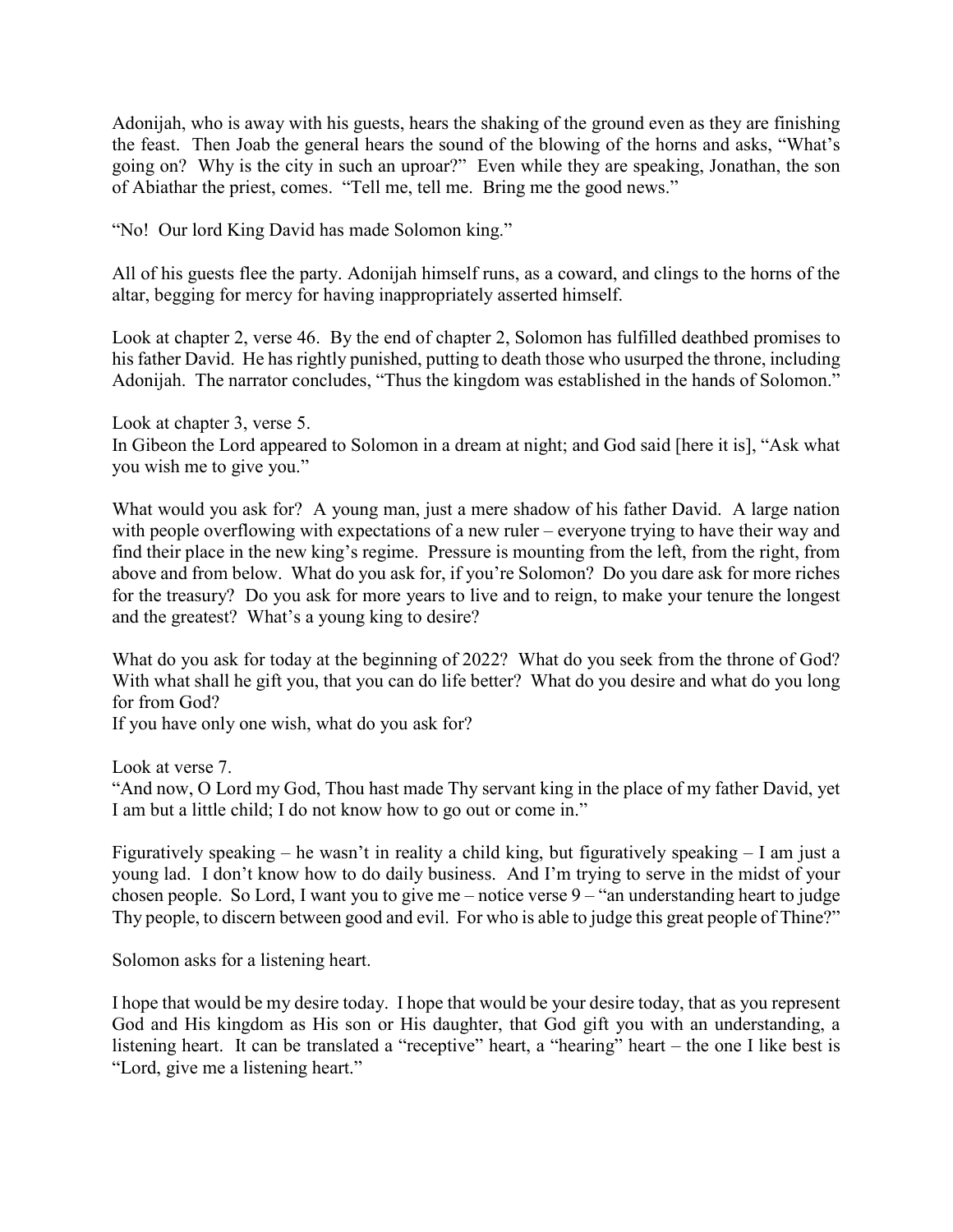Adonijah, who is away with his guests, hears the shaking of the ground even as they are finishing the feast. Then Joab the general hears the sound of the blowing of the horns and asks, "What's going on? Why is the city in such an uproar?" Even while they are speaking, Jonathan, the son of Abiathar the priest, comes. "Tell me, tell me. Bring me the good news."

"No! Our lord King David has made Solomon king."

All of his guests flee the party. Adonijah himself runs, as a coward, and clings to the horns of the altar, begging for mercy for having inappropriately asserted himself.

Look at chapter 2, verse 46. By the end of chapter 2, Solomon has fulfilled deathbed promises to his father David. He has rightly punished, putting to death those who usurped the throne, including Adonijah. The narrator concludes, "Thus the kingdom was established in the hands of Solomon."

Look at chapter 3, verse 5.
In Gibeon the Lord appeared to Solomon in a dream at night; and God said [here it is], "Ask what you wish me to give you."

What would you ask for? A young man, just a mere shadow of his father David. A large nation with people overflowing with expectations of a new ruler – everyone trying to have their way and find their place in the new king's regime. Pressure is mounting from the left, from the right, from above and from below. What do you ask for, if you're Solomon? Do you dare ask for more riches for the treasury? Do you ask for more years to live and to reign, to make your tenure the longest and the greatest? What's a young king to desire?

What do you ask for today at the beginning of 2022? What do you seek from the throne of God? With what shall he gift you, that you can do life better? What do you desire and what do you long for from God?
If you have only one wish, what do you ask for?

Look at verse 7.
"And now, O Lord my God, Thou hast made Thy servant king in the place of my father David, yet I am but a little child; I do not know how to go out or come in."

Figuratively speaking – he wasn't in reality a child king, but figuratively speaking – I am just a young lad. I don't know how to do daily business. And I'm trying to serve in the midst of your chosen people. So Lord, I want you to give me – notice verse 9 – "an understanding heart to judge Thy people, to discern between good and evil. For who is able to judge this great people of Thine?"

Solomon asks for a listening heart.

I hope that would be my desire today. I hope that would be your desire today, that as you represent God and His kingdom as His son or His daughter, that God gift you with an understanding, a listening heart. It can be translated a "receptive" heart, a "hearing" heart – the one I like best is "Lord, give me a listening heart."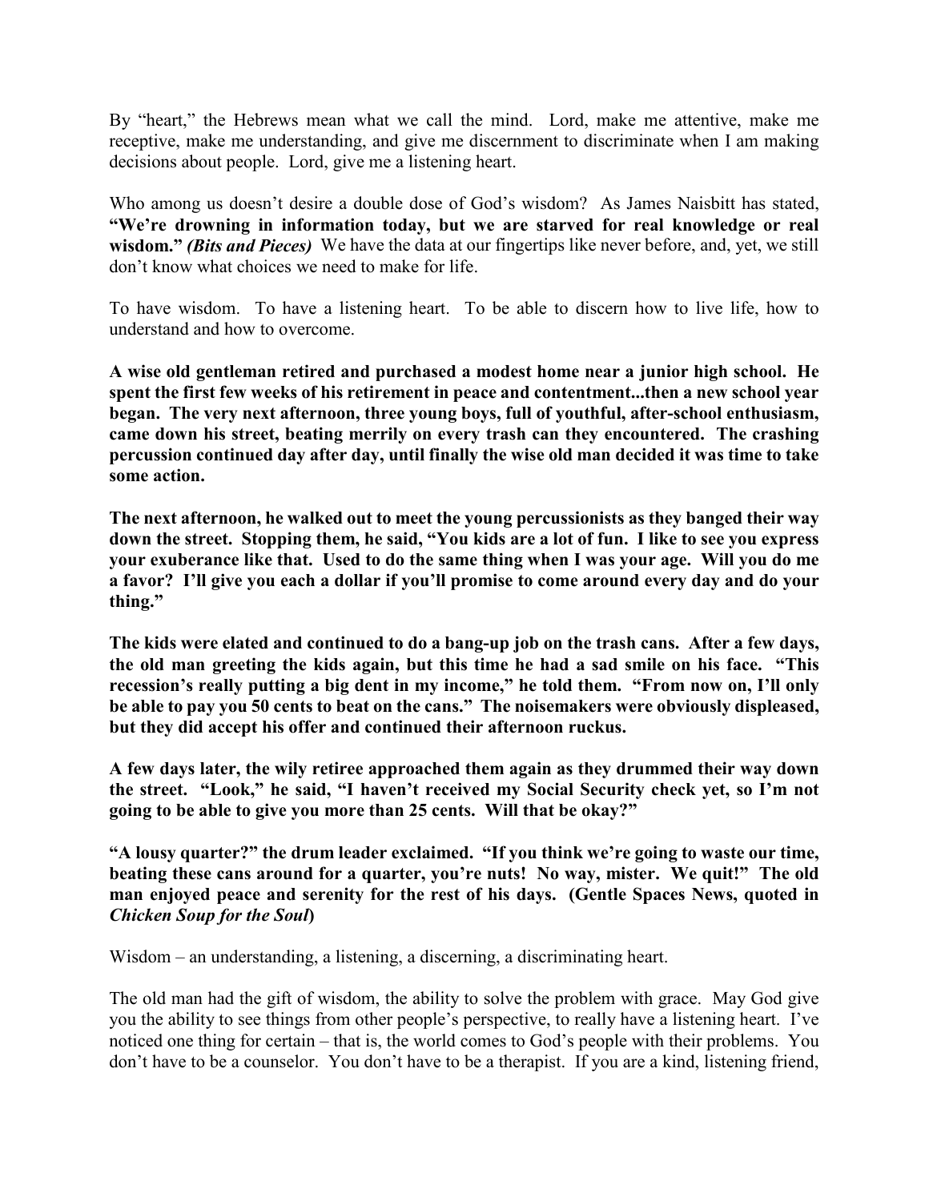By "heart," the Hebrews mean what we call the mind. Lord, make me attentive, make me receptive, make me understanding, and give me discernment to discriminate when I am making decisions about people. Lord, give me a listening heart.

Who among us doesn't desire a double dose of God's wisdom? As James Naisbitt has stated, **"We're drowning in information today, but we are starved for real knowledge or real wisdom."** ***(Bits and Pieces)*** We have the data at our fingertips like never before, and, yet, we still don't know what choices we need to make for life.

To have wisdom. To have a listening heart. To be able to discern how to live life, how to understand and how to overcome.

**A wise old gentleman retired and purchased a modest home near a junior high school. He spent the first few weeks of his retirement in peace and contentment...then a new school year began. The very next afternoon, three young boys, full of youthful, after-school enthusiasm, came down his street, beating merrily on every trash can they encountered. The crashing percussion continued day after day, until finally the wise old man decided it was time to take some action.**

**The next afternoon, he walked out to meet the young percussionists as they banged their way down the street. Stopping them, he said, "You kids are a lot of fun. I like to see you express your exuberance like that. Used to do the same thing when I was your age. Will you do me a favor? I'll give you each a dollar if you'll promise to come around every day and do your thing."**

**The kids were elated and continued to do a bang-up job on the trash cans. After a few days, the old man greeting the kids again, but this time he had a sad smile on his face. "This recession's really putting a big dent in my income," he told them. "From now on, I'll only be able to pay you 50 cents to beat on the cans." The noisemakers were obviously displeased, but they did accept his offer and continued their afternoon ruckus.**

**A few days later, the wily retiree approached them again as they drummed their way down the street. "Look," he said, "I haven't received my Social Security check yet, so I'm not going to be able to give you more than 25 cents. Will that be okay?"**

**"A lousy quarter?" the drum leader exclaimed. "If you think we're going to waste our time, beating these cans around for a quarter, you're nuts! No way, mister. We quit!" The old man enjoyed peace and serenity for the rest of his days. (Gentle Spaces News, quoted in *Chicken Soup for the Soul*)**

Wisdom – an understanding, a listening, a discerning, a discriminating heart.

The old man had the gift of wisdom, the ability to solve the problem with grace. May God give you the ability to see things from other people's perspective, to really have a listening heart. I've noticed one thing for certain – that is, the world comes to God's people with their problems. You don't have to be a counselor. You don't have to be a therapist. If you are a kind, listening friend,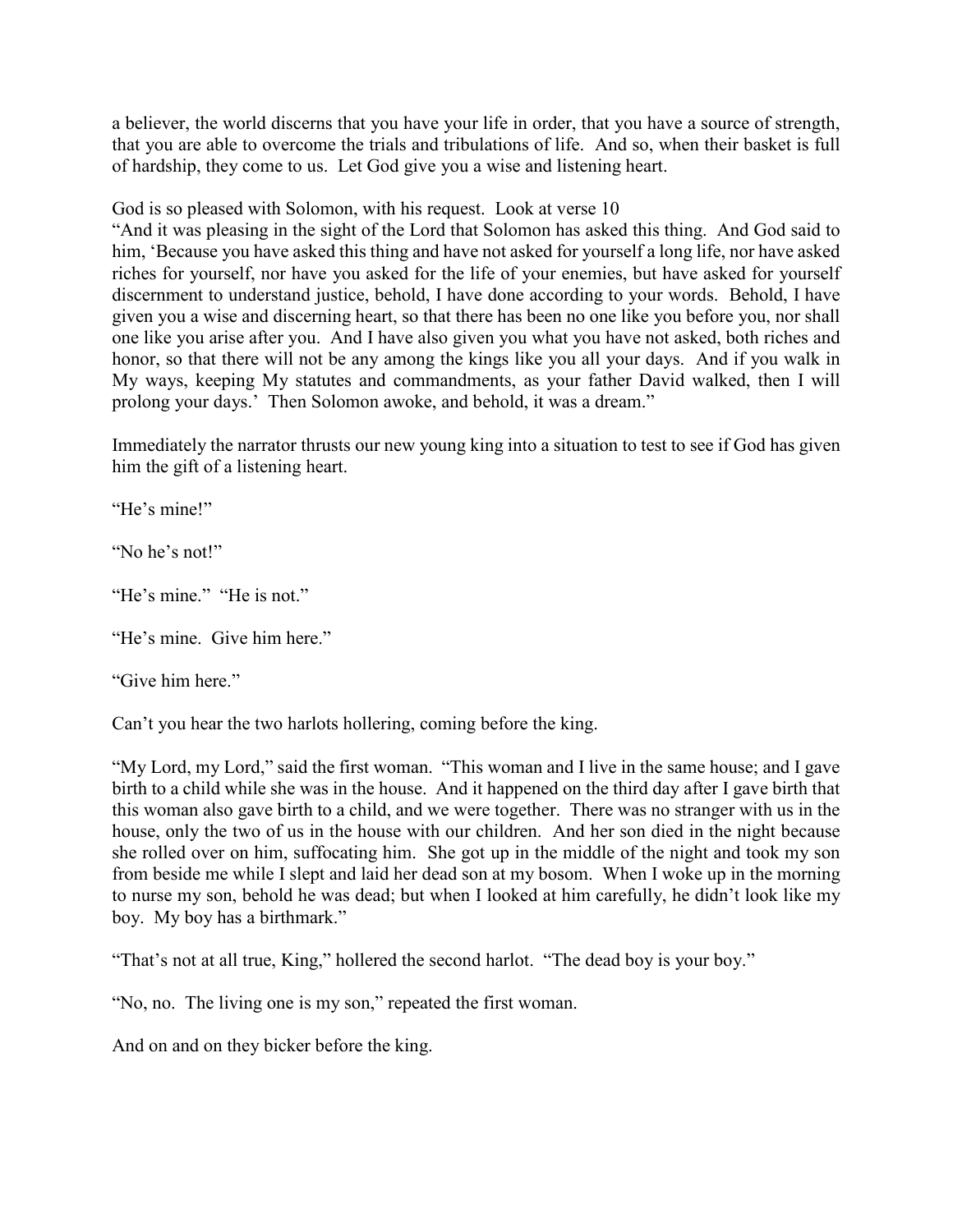a believer, the world discerns that you have your life in order, that you have a source of strength, that you are able to overcome the trials and tribulations of life. And so, when their basket is full of hardship, they come to us. Let God give you a wise and listening heart.

God is so pleased with Solomon, with his request. Look at verse 10
"And it was pleasing in the sight of the Lord that Solomon has asked this thing. And God said to him, 'Because you have asked this thing and have not asked for yourself a long life, nor have asked riches for yourself, nor have you asked for the life of your enemies, but have asked for yourself discernment to understand justice, behold, I have done according to your words. Behold, I have given you a wise and discerning heart, so that there has been no one like you before you, nor shall one like you arise after you. And I have also given you what you have not asked, both riches and honor, so that there will not be any among the kings like you all your days. And if you walk in My ways, keeping My statutes and commandments, as your father David walked, then I will prolong your days.' Then Solomon awoke, and behold, it was a dream."

Immediately the narrator thrusts our new young king into a situation to test to see if God has given him the gift of a listening heart.

"He's mine!"

"No he's not!"

"He's mine." "He is not."

"He's mine. Give him here."

"Give him here."

Can't you hear the two harlots hollering, coming before the king.

"My Lord, my Lord," said the first woman. "This woman and I live in the same house; and I gave birth to a child while she was in the house. And it happened on the third day after I gave birth that this woman also gave birth to a child, and we were together. There was no stranger with us in the house, only the two of us in the house with our children. And her son died in the night because she rolled over on him, suffocating him. She got up in the middle of the night and took my son from beside me while I slept and laid her dead son at my bosom. When I woke up in the morning to nurse my son, behold he was dead; but when I looked at him carefully, he didn't look like my boy. My boy has a birthmark."

"That's not at all true, King," hollered the second harlot. "The dead boy is your boy."

"No, no. The living one is my son," repeated the first woman.

And on and on they bicker before the king.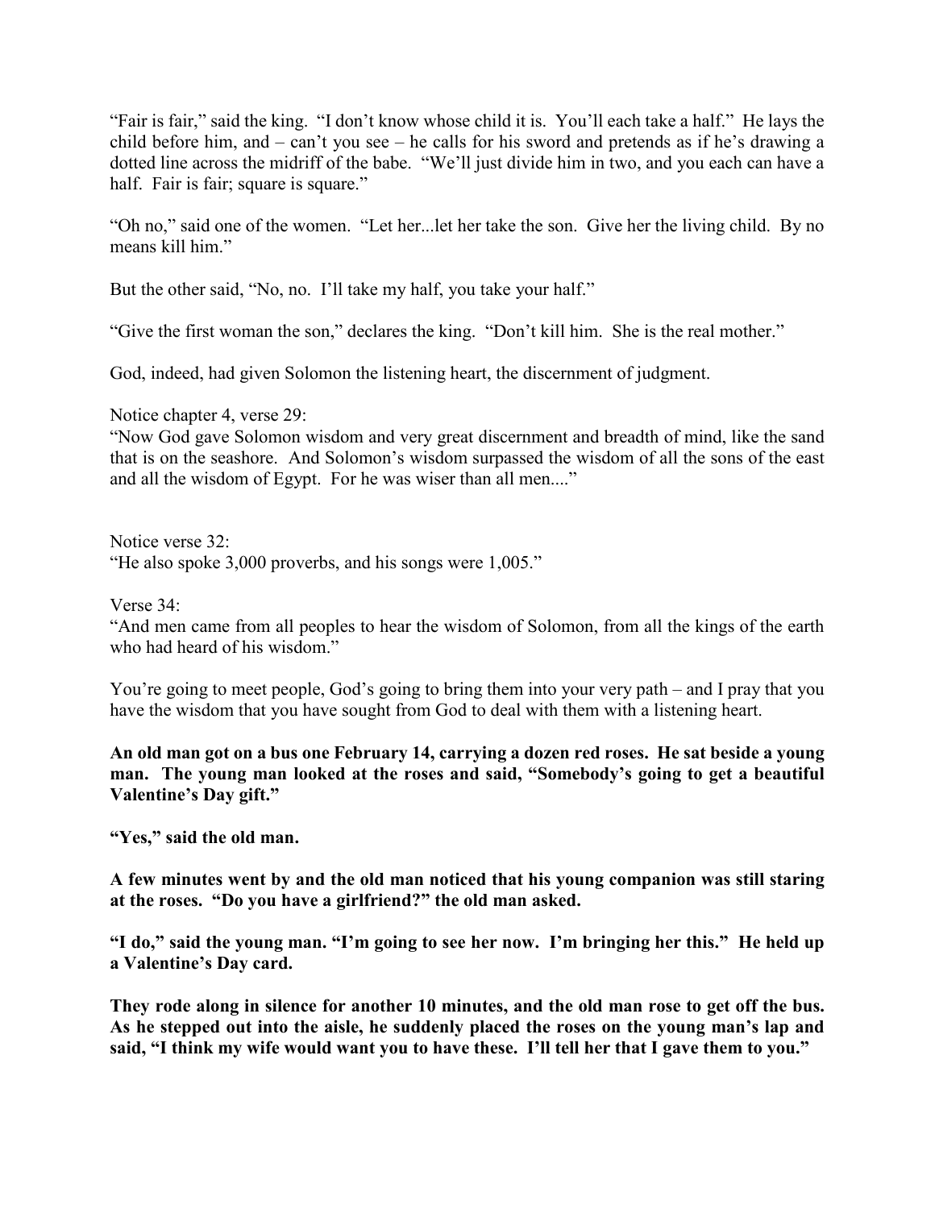"Fair is fair," said the king. "I don't know whose child it is. You'll each take a half." He lays the child before him, and – can't you see – he calls for his sword and pretends as if he's drawing a dotted line across the midriff of the babe. "We'll just divide him in two, and you each can have a half. Fair is fair; square is square."

"Oh no," said one of the women. "Let her...let her take the son. Give her the living child. By no means kill him."

But the other said, "No, no. I'll take my half, you take your half."

"Give the first woman the son," declares the king. "Don't kill him. She is the real mother."

God, indeed, had given Solomon the listening heart, the discernment of judgment.

Notice chapter 4, verse 29:
"Now God gave Solomon wisdom and very great discernment and breadth of mind, like the sand that is on the seashore. And Solomon's wisdom surpassed the wisdom of all the sons of the east and all the wisdom of Egypt. For he was wiser than all men...."

Notice verse 32:
"He also spoke 3,000 proverbs, and his songs were 1,005."

Verse 34:
"And men came from all peoples to hear the wisdom of Solomon, from all the kings of the earth who had heard of his wisdom."

You're going to meet people, God's going to bring them into your very path – and I pray that you have the wisdom that you have sought from God to deal with them with a listening heart.

**An old man got on a bus one February 14, carrying a dozen red roses. He sat beside a young man. The young man looked at the roses and said, "Somebody's going to get a beautiful Valentine's Day gift."**

**"Yes," said the old man.**

**A few minutes went by and the old man noticed that his young companion was still staring at the roses. "Do you have a girlfriend?" the old man asked.**

**"I do," said the young man. "I'm going to see her now. I'm bringing her this." He held up a Valentine's Day card.**

**They rode along in silence for another 10 minutes, and the old man rose to get off the bus. As he stepped out into the aisle, he suddenly placed the roses on the young man's lap and said, "I think my wife would want you to have these. I'll tell her that I gave them to you."**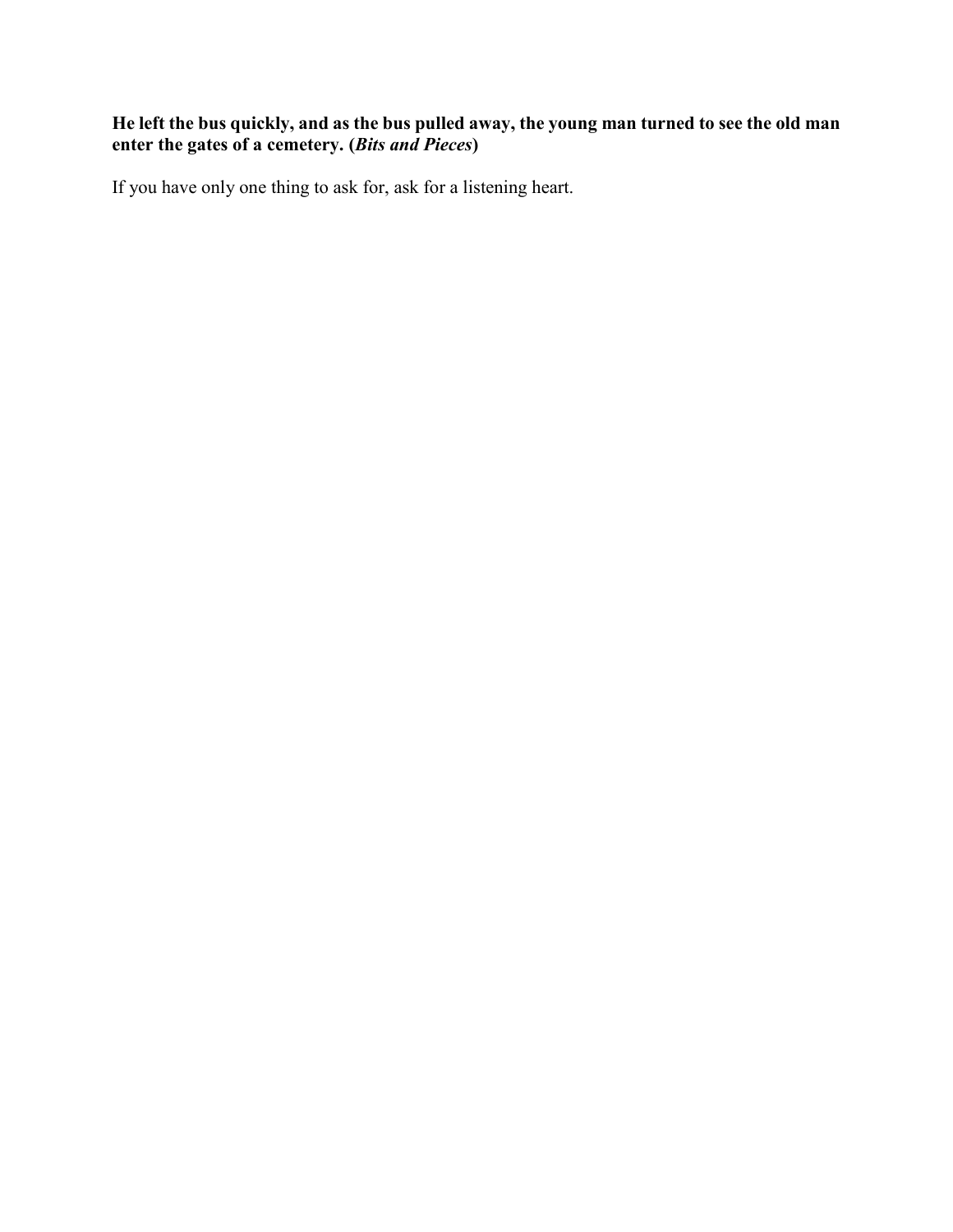**He left the bus quickly, and as the bus pulled away, the young man turned to see the old man enter the gates of a cemetery. (*Bits and Pieces*)**

If you have only one thing to ask for, ask for a listening heart.